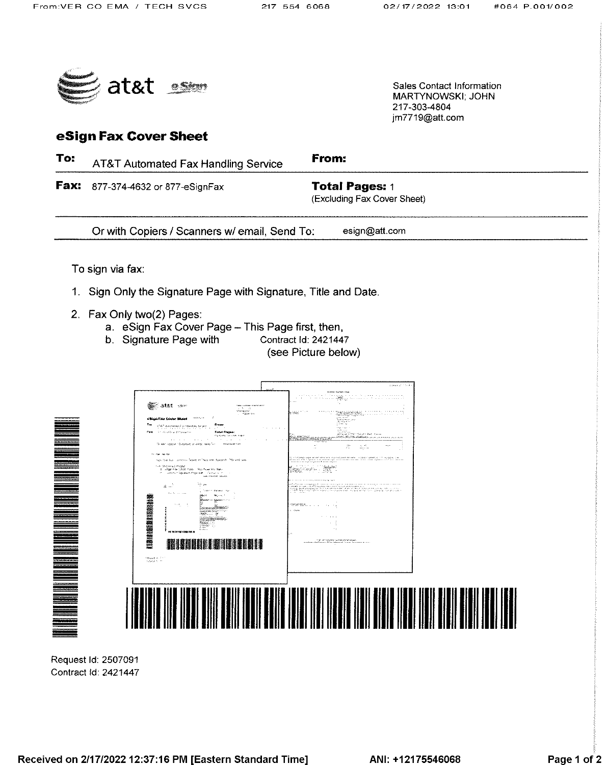at&t eSign

Sales Contact Information
MARTYNOWSKI; JOHN
217-303-4804
jm7719@att.com

## eSign Fax Cover Sheet

| | | | |
|---|---|---|---|
| **To:** | AT&T Automated Fax Handling Service | **From:** | |
| **Fax:** | 877-374-4632 or 877-eSignFax | **Total Pages:** 1 (Excluding Fax Cover Sheet) | |

Or with Copiers / Scanners w/ email, Send To: esign@att.com

To sign via fax:

1. Sign Only the Signature Page with Signature, Title and Date.
2. Fax Only two(2) Pages:
   a. eSign Fax Cover Page – This Page first, then,
   b. Signature Page with Contract Id: 2421447
   (see Picture below)

Request Id: 2507091
Contract Id: 2421447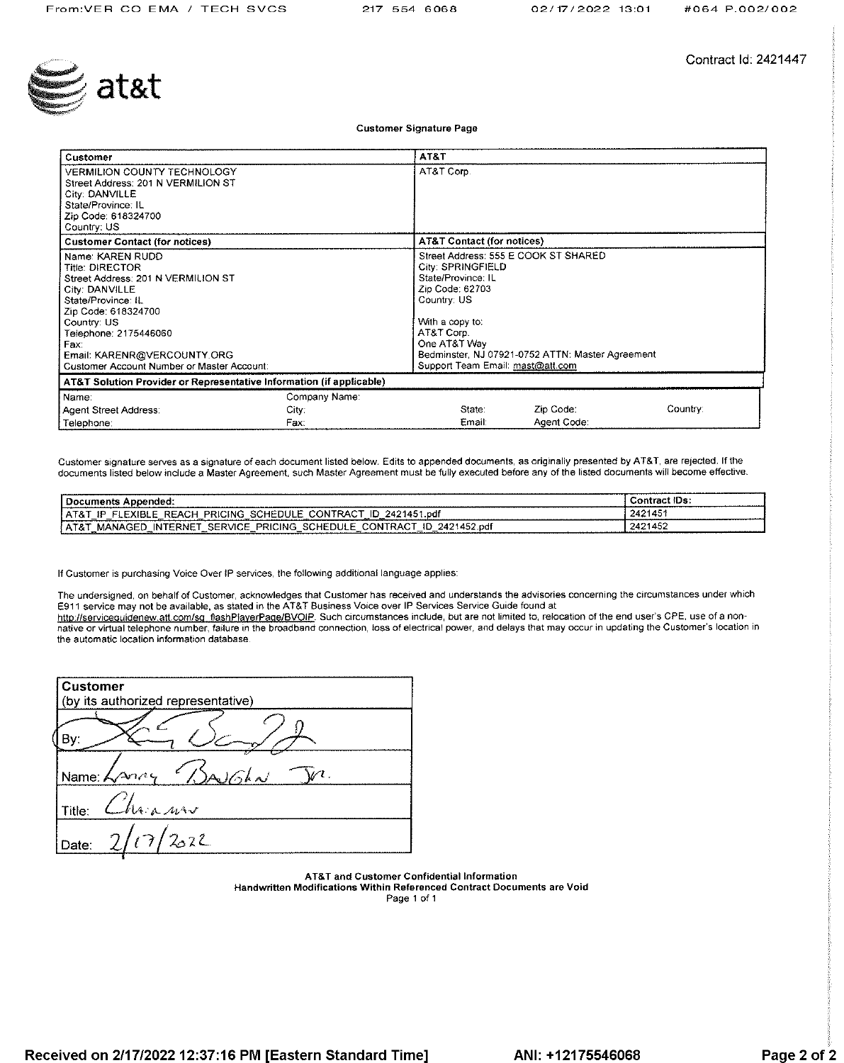Contract Id: 2421447

at&t

**Customer Signature Page**

| Customer | AT&T |
|---|---|
| VERMILION COUNTY TECHNOLOGY<br>Street Address: 201 N VERMILION ST<br>City: DANVILLE<br>State/Province: IL<br>Zip Code: 618324700<br>Country: US | AT&T Corp. |
| **Customer Contact (for notices)** | **AT&T Contact (for notices)** |
| Name: KAREN RUDD<br>Title: DIRECTOR<br>Street Address: 201 N VERMILION ST<br>City: DANVILLE<br>State/Province: IL<br>Zip Code: 618324700<br>Country: US<br>Telephone: 2175446060<br>Fax:<br>Email: KARENR@VERCOUNTY.ORG<br>Customer Account Number or Master Account: | Street Address: 555 E COOK ST SHARED<br>City: SPRINGFIELD<br>State/Province: IL<br>Zip Code: 62703<br>Country: US<br><br>With a copy to:<br>AT&T Corp.<br>One AT&T Way<br>Bedminster, NJ 07921-0752 ATTN: Master Agreement<br>Support Team Email: mast@att.com |

| AT&T Solution Provider or Representative Information (if applicable) | | | | |
|---|---|---|---|---|
| Name: | Company Name: | | | |
| Agent Street Address: | City: | State: | Zip Code: | Country: |
| Telephone: | Fax: | Email: | Agent Code: | |

Customer signature serves as a signature of each document listed below. Edits to appended documents, as originally presented by AT&T, are rejected. If the documents listed below include a Master Agreement, such Master Agreement must be fully executed before any of the listed documents will become effective.

| Documents Appended: | Contract IDs: |
|---|---|
| AT&T_IP_FLEXIBLE_REACH_PRICING_SCHEDULE_CONTRACT_ID_2421451.pdf | 2421451 |
| AT&T_MANAGED_INTERNET_SERVICE_PRICING_SCHEDULE_CONTRACT_ID_2421452.pdf | 2421452 |

If Customer is purchasing Voice Over IP services, the following additional language applies:

The undersigned, on behalf of Customer, acknowledges that Customer has received and understands the advisories concerning the circumstances under which E911 service may not be available, as stated in the AT&T Business Voice over IP Services Service Guide found at http://serviceguidenew.att.com/sg_flashPlayerPage/BVOIP. Such circumstances include, but are not limited to, relocation of the end user's CPE, use of a non-native or virtual telephone number, failure in the broadband connection, loss of electrical power, and delays that may occur in updating the Customer's location in the automatic location information database.

| Customer<br>(by its authorized representative) |
|---|
| By: [signature] |
| Name: Larry Baughn Jr. |
| Title: Chairman |
| Date: 2/17/2022 |

**AT&T and Customer Confidential Information**
**Handwritten Modifications Within Referenced Contract Documents are Void**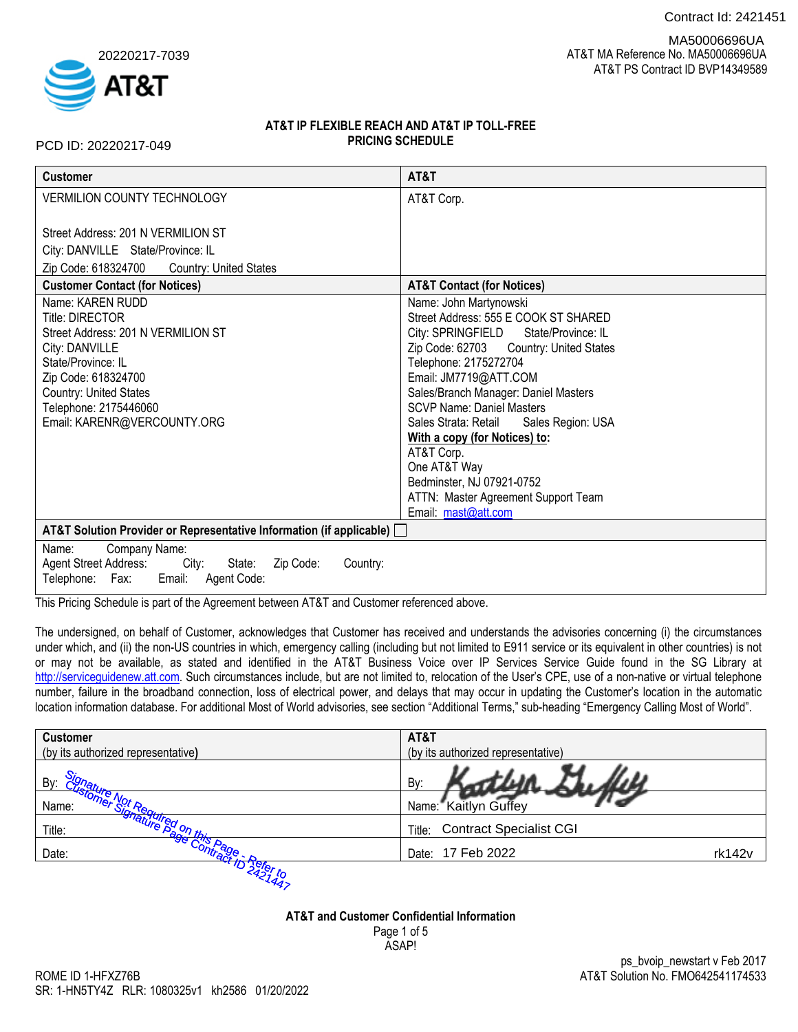Contract Id: 2421451

20220217-7039

MA50006696UA
AT&T MA Reference No. MA50006696UA
AT&T PS Contract ID BVP14349589

PCD ID: 20220217-049

## AT&T IP FLEXIBLE REACH AND AT&T IP TOLL-FREE PRICING SCHEDULE

| Customer | AT&T |
|---|---|
| VERMILION COUNTY TECHNOLOGY<br><br>Street Address: 201 N VERMILION ST<br>City: DANVILLE State/Province: IL<br>Zip Code: 618324700 Country: United States | AT&T Corp. |
| **Customer Contact (for Notices)** | **AT&T Contact (for Notices)** |
| Name: KAREN RUDD<br>Title: DIRECTOR<br>Street Address: 201 N VERMILION ST<br>City: DANVILLE<br>State/Province: IL<br>Zip Code: 618324700<br>Country: United States<br>Telephone: 2175446060<br>Email: KARENR@VERCOUNTY.ORG | Name: John Martynowski<br>Street Address: 555 E COOK ST SHARED<br>City: SPRINGFIELD State/Province: IL<br>Zip Code: 62703 Country: United States<br>Telephone: 2175272704<br>Email: JM7719@ATT.COM<br>Sales/Branch Manager: Daniel Masters<br>SCVP Name: Daniel Masters<br>Sales Strata: Retail Sales Region: USA<br>**With a copy (for Notices) to:**<br>AT&T Corp.<br>One AT&T Way<br>Bedminster, NJ 07921-0752<br>ATTN: Master Agreement Support Team<br>Email: mast@att.com |
| **AT&T Solution Provider or Representative Information (if applicable)** ☐ | |
| Name: Company Name:<br>Agent Street Address: City: State: Zip Code: Country:<br>Telephone: Fax: Email: Agent Code: | |

This Pricing Schedule is part of the Agreement between AT&T and Customer referenced above.

The undersigned, on behalf of Customer, acknowledges that Customer has received and understands the advisories concerning (i) the circumstances under which, and (ii) the non-US countries in which, emergency calling (including but not limited to E911 service or its equivalent in other countries) is not or may not be available, as stated and identified in the AT&T Business Voice over IP Services Service Guide found in the SG Library at http://serviceguidenew.att.com. Such circumstances include, but are not limited to, relocation of the User's CPE, use of a non-native or virtual telephone number, failure in the broadband connection, loss of electrical power, and delays that may occur in updating the Customer's location in the automatic location information database. For additional Most of World advisories, see section "Additional Terms," sub-heading "Emergency Calling Most of World".

| Customer<br>(by its authorized representative) | AT&T<br>(by its authorized representative) |
|---|---|
| By: Signature Not Required on this Page - Refer to Customer Signature Page Contract ID 2421447 | By: Kaitlyn Guffey |
| Name: | Name: Kaitlyn Guffey |
| Title: | Title: Contract Specialist CGI |
| Date: | Date: 17 Feb 2022 rk142v |

AT&T and Customer Confidential Information

ASAP!

ps_bvoip_newstart v Feb 2017
AT&T Solution No. FMO642541174533

ROME ID 1-HFXZ76B
SR: 1-HN5TY4Z RLR: 1080325v1 kh2586 01/20/2022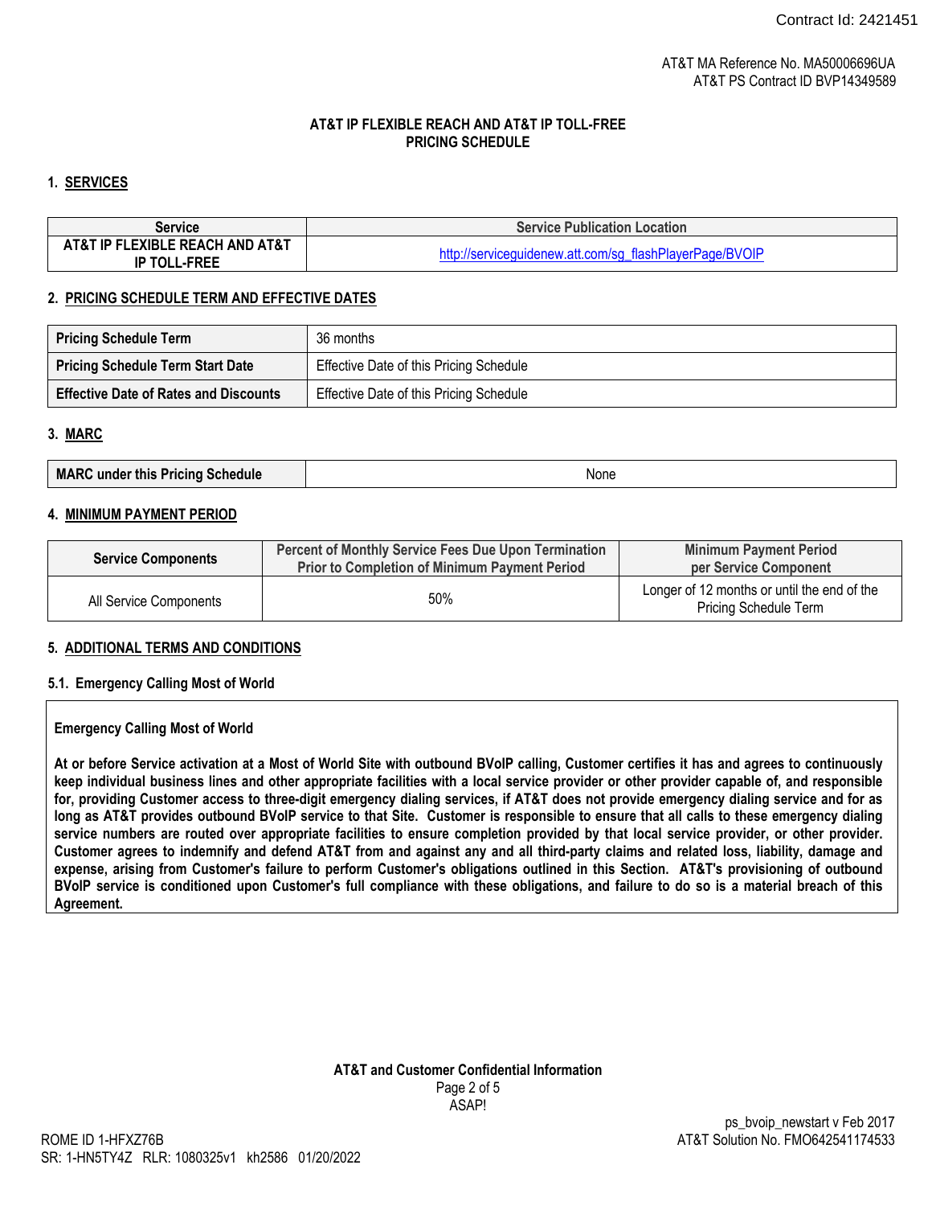AT&T MA Reference No. MA50006696UA
AT&T PS Contract ID BVP14349589

# AT&T IP FLEXIBLE REACH AND AT&T IP TOLL-FREE PRICING SCHEDULE

## 1. SERVICES

| Service | Service Publication Location |
|---|---|
| **AT&T IP FLEXIBLE REACH AND AT&T IP TOLL-FREE** | http://serviceguidenew.att.com/sg_flashPlayerPage/BVOIP |

## 2. PRICING SCHEDULE TERM AND EFFECTIVE DATES

| | |
|---|---|
| **Pricing Schedule Term** | 36 months |
| **Pricing Schedule Term Start Date** | Effective Date of this Pricing Schedule |
| **Effective Date of Rates and Discounts** | Effective Date of this Pricing Schedule |

## 3. MARC

| | |
|---|---|
| **MARC under this Pricing Schedule** | None |

## 4. MINIMUM PAYMENT PERIOD

| Service Components | Percent of Monthly Service Fees Due Upon Termination Prior to Completion of Minimum Payment Period | Minimum Payment Period per Service Component |
|---|---|---|
| All Service Components | 50% | Longer of 12 months or until the end of the Pricing Schedule Term |

## 5. ADDITIONAL TERMS AND CONDITIONS

### 5.1. Emergency Calling Most of World

**Emergency Calling Most of World**

**At or before Service activation at a Most of World Site with outbound BVoIP calling, Customer certifies it has and agrees to continuously keep individual business lines and other appropriate facilities with a local service provider or other provider capable of, and responsible for, providing Customer access to three-digit emergency dialing services, if AT&T does not provide emergency dialing service and for as long as AT&T provides outbound BVoIP service to that Site. Customer is responsible to ensure that all calls to these emergency dialing service numbers are routed over appropriate facilities to ensure completion provided by that local service provider, or other provider. Customer agrees to indemnify and defend AT&T from and against any and all third-party claims and related loss, liability, damage and expense, arising from Customer's failure to perform Customer's obligations outlined in this Section. AT&T's provisioning of outbound BVoIP service is conditioned upon Customer's full compliance with these obligations, and failure to do so is a material breach of this Agreement.**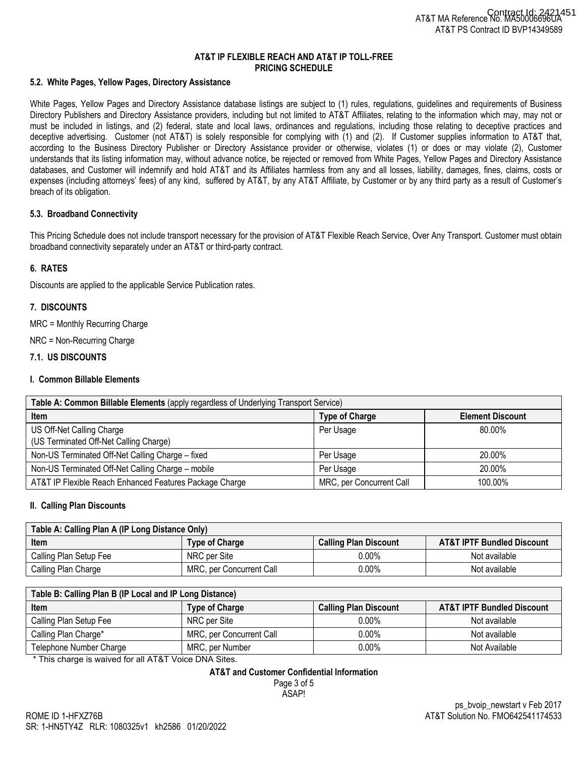## AT&T IP FLEXIBLE REACH AND AT&T IP TOLL-FREE PRICING SCHEDULE

### 5.2. White Pages, Yellow Pages, Directory Assistance

White Pages, Yellow Pages and Directory Assistance database listings are subject to (1) rules, regulations, guidelines and requirements of Business Directory Publishers and Directory Assistance providers, including but not limited to AT&T Affiliates, relating to the information which may, may not or must be included in listings, and (2) federal, state and local laws, ordinances and regulations, including those relating to deceptive practices and deceptive advertising. Customer (not AT&T) is solely responsible for complying with (1) and (2). If Customer supplies information to AT&T that, according to the Business Directory Publisher or Directory Assistance provider or otherwise, violates (1) or does or may violate (2), Customer understands that its listing information may, without advance notice, be rejected or removed from White Pages, Yellow Pages and Directory Assistance databases, and Customer will indemnify and hold AT&T and its Affiliates harmless from any and all losses, liability, damages, fines, claims, costs or expenses (including attorneys' fees) of any kind, suffered by AT&T, by any AT&T Affiliate, by Customer or by any third party as a result of Customer's breach of its obligation.

### 5.3. Broadband Connectivity

This Pricing Schedule does not include transport necessary for the provision of AT&T Flexible Reach Service, Over Any Transport. Customer must obtain broadband connectivity separately under an AT&T or third-party contract.

## 6. RATES

Discounts are applied to the applicable Service Publication rates.

## 7. DISCOUNTS

MRC = Monthly Recurring Charge

NRC = Non-Recurring Charge

### 7.1. US DISCOUNTS

#### I. Common Billable Elements

**Table A: Common Billable Elements** (apply regardless of Underlying Transport Service)

| Item | Type of Charge | Element Discount |
|---|---|---|
| US Off-Net Calling Charge (US Terminated Off-Net Calling Charge) | Per Usage | 80.00% |
| Non-US Terminated Off-Net Calling Charge – fixed | Per Usage | 20.00% |
| Non-US Terminated Off-Net Calling Charge – mobile | Per Usage | 20.00% |
| AT&T IP Flexible Reach Enhanced Features Package Charge | MRC, per Concurrent Call | 100.00% |

#### II. Calling Plan Discounts

**Table A: Calling Plan A (IP Long Distance Only)**

| Item | Type of Charge | Calling Plan Discount | AT&T IPTF Bundled Discount |
|---|---|---|---|
| Calling Plan Setup Fee | NRC per Site | 0.00% | Not available |
| Calling Plan Charge | MRC, per Concurrent Call | 0.00% | Not available |

**Table B: Calling Plan B (IP Local and IP Long Distance)**

| Item | Type of Charge | Calling Plan Discount | AT&T IPTF Bundled Discount |
|---|---|---|---|
| Calling Plan Setup Fee | NRC per Site | 0.00% | Not available |
| Calling Plan Charge* | MRC, per Concurrent Call | 0.00% | Not available |
| Telephone Number Charge | MRC, per Number | 0.00% | Not Available |

* This charge is waived for all AT&T Voice DNA Sites.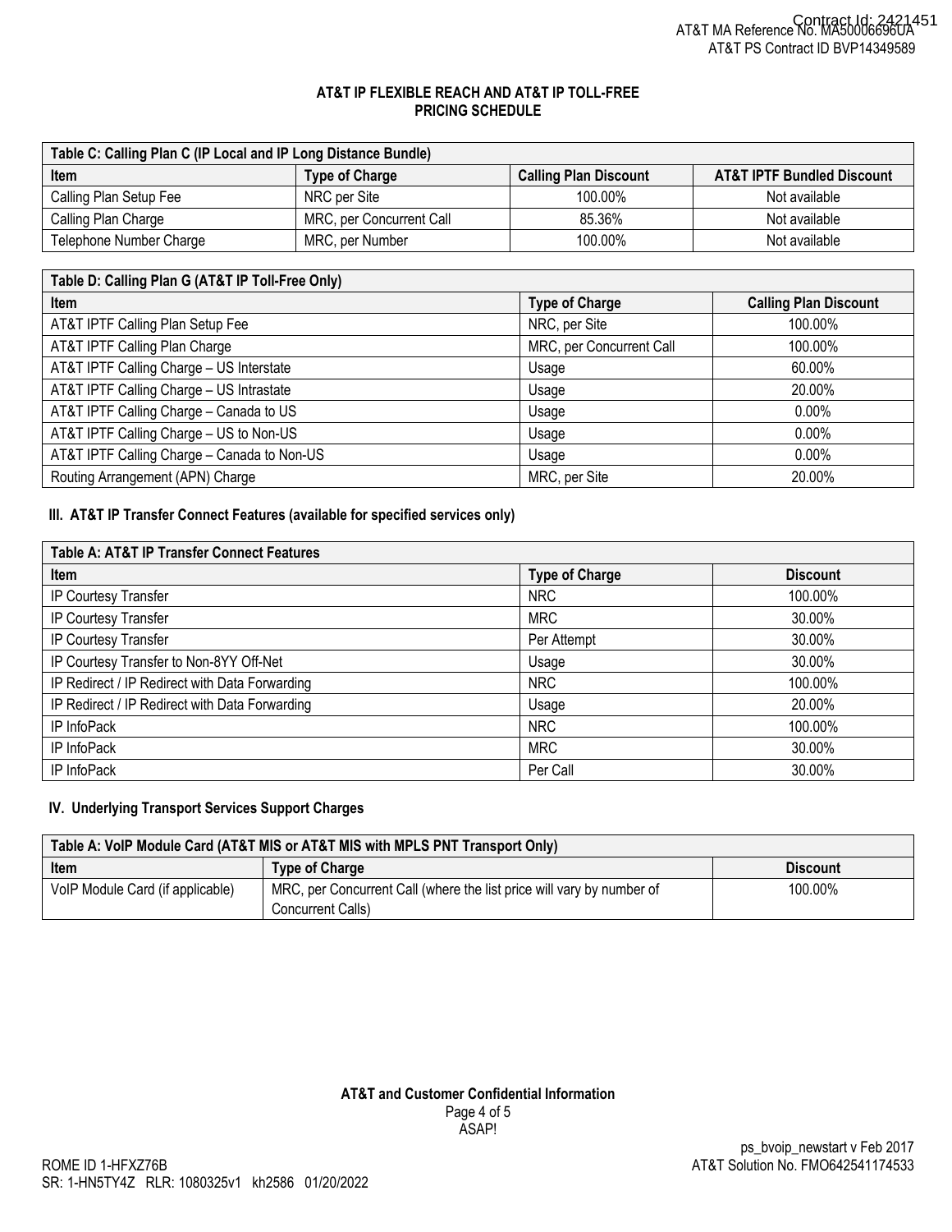# AT&T IP FLEXIBLE REACH AND AT&T IP TOLL-FREE PRICING SCHEDULE

| Table C: Calling Plan C (IP Local and IP Long Distance Bundle) | | | |
|---|---|---|---|
| **Item** | **Type of Charge** | **Calling Plan Discount** | **AT&T IPTF Bundled Discount** |
| Calling Plan Setup Fee | NRC per Site | 100.00% | Not available |
| Calling Plan Charge | MRC, per Concurrent Call | 85.36% | Not available |
| Telephone Number Charge | MRC, per Number | 100.00% | Not available |

| Table D: Calling Plan G (AT&T IP Toll-Free Only) | | |
|---|---|---|
| **Item** | **Type of Charge** | **Calling Plan Discount** |
| AT&T IPTF Calling Plan Setup Fee | NRC, per Site | 100.00% |
| AT&T IPTF Calling Plan Charge | MRC, per Concurrent Call | 100.00% |
| AT&T IPTF Calling Charge – US Interstate | Usage | 60.00% |
| AT&T IPTF Calling Charge – US Intrastate | Usage | 20.00% |
| AT&T IPTF Calling Charge – Canada to US | Usage | 0.00% |
| AT&T IPTF Calling Charge – US to Non-US | Usage | 0.00% |
| AT&T IPTF Calling Charge – Canada to Non-US | Usage | 0.00% |
| Routing Arrangement (APN) Charge | MRC, per Site | 20.00% |

## III. AT&T IP Transfer Connect Features (available for specified services only)

| Table A: AT&T IP Transfer Connect Features | | |
|---|---|---|
| **Item** | **Type of Charge** | **Discount** |
| IP Courtesy Transfer | NRC | 100.00% |
| IP Courtesy Transfer | MRC | 30.00% |
| IP Courtesy Transfer | Per Attempt | 30.00% |
| IP Courtesy Transfer to Non-8YY Off-Net | Usage | 30.00% |
| IP Redirect / IP Redirect with Data Forwarding | NRC | 100.00% |
| IP Redirect / IP Redirect with Data Forwarding | Usage | 20.00% |
| IP InfoPack | NRC | 100.00% |
| IP InfoPack | MRC | 30.00% |
| IP InfoPack | Per Call | 30.00% |

## IV. Underlying Transport Services Support Charges

| Table A: VoIP Module Card (AT&T MIS or AT&T MIS with MPLS PNT Transport Only) | | |
|---|---|---|
| **Item** | **Type of Charge** | **Discount** |
| VoIP Module Card (if applicable) | MRC, per Concurrent Call (where the list price will vary by number of Concurrent Calls) | 100.00% |

**AT&T and Customer Confidential Information**

ASAP!

ps_bvoip_newstart v Feb 2017

ROME ID 1-HFXZ76B

AT&T Solution No. FMO642541174533

SR: 1-HN5TY4Z RLR: 1080325v1 kh2586 01/20/2022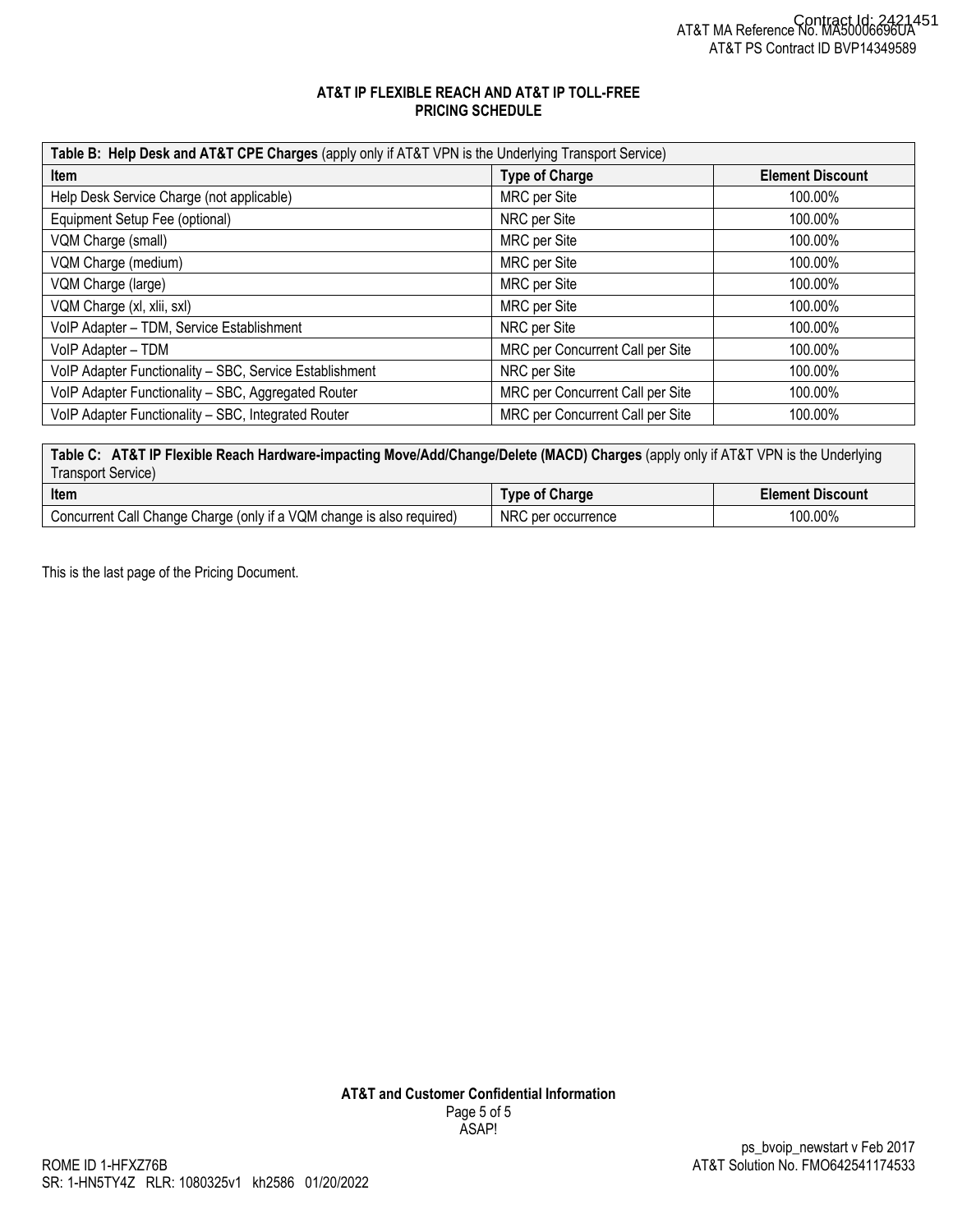# AT&T IP FLEXIBLE REACH AND AT&T IP TOLL-FREE PRICING SCHEDULE

| **Table B: Help Desk and AT&T CPE Charges** (apply only if AT&T VPN is the Underlying Transport Service) | | |
|---|---|---|
| **Item** | **Type of Charge** | **Element Discount** |
| Help Desk Service Charge (not applicable) | MRC per Site | 100.00% |
| Equipment Setup Fee (optional) | NRC per Site | 100.00% |
| VQM Charge (small) | MRC per Site | 100.00% |
| VQM Charge (medium) | MRC per Site | 100.00% |
| VQM Charge (large) | MRC per Site | 100.00% |
| VQM Charge (xl, xlii, sxl) | MRC per Site | 100.00% |
| VoIP Adapter – TDM, Service Establishment | NRC per Site | 100.00% |
| VoIP Adapter – TDM | MRC per Concurrent Call per Site | 100.00% |
| VoIP Adapter Functionality – SBC, Service Establishment | NRC per Site | 100.00% |
| VoIP Adapter Functionality – SBC, Aggregated Router | MRC per Concurrent Call per Site | 100.00% |
| VoIP Adapter Functionality – SBC, Integrated Router | MRC per Concurrent Call per Site | 100.00% |

| **Table C: AT&T IP Flexible Reach Hardware-impacting Move/Add/Change/Delete (MACD) Charges** (apply only if AT&T VPN is the Underlying Transport Service) | | |
|---|---|---|
| **Item** | **Type of Charge** | **Element Discount** |
| Concurrent Call Change Charge (only if a VQM change is also required) | NRC per occurrence | 100.00% |

This is the last page of the Pricing Document.